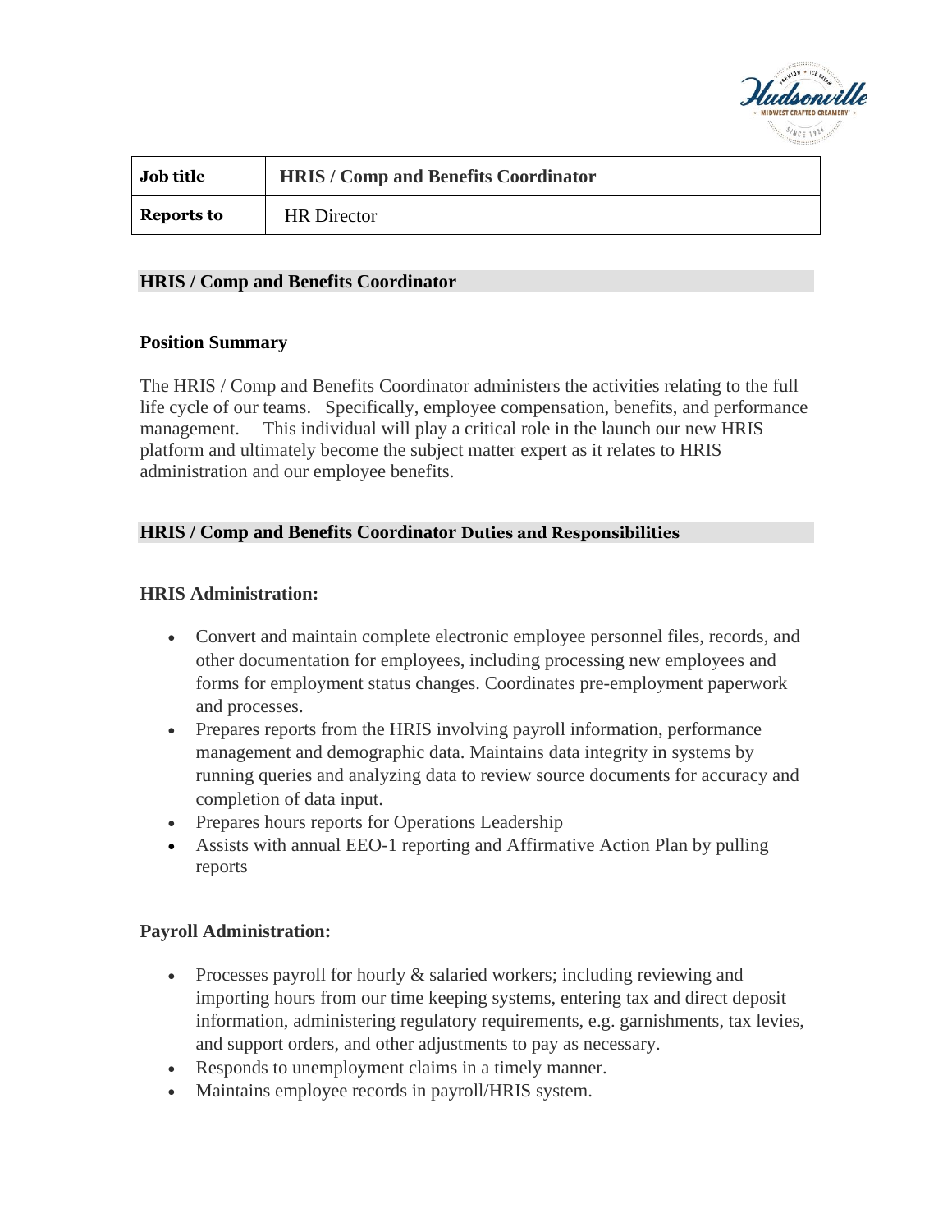| Job title | HRIS / Comp and Benefits Coordinator |
|---|---|
| Reports to | HR Director |

## HRIS / Comp and Benefits Coordinator

### Position Summary

The HRIS / Comp and Benefits Coordinator administers the activities relating to the full life cycle of our teams. Specifically, employee compensation, benefits, and performance management. This individual will play a critical role in the launch our new HRIS platform and ultimately become the subject matter expert as it relates to HRIS administration and our employee benefits.

## HRIS / Comp and Benefits Coordinator Duties and Responsibilities

### HRIS Administration:

- Convert and maintain complete electronic employee personnel files, records, and other documentation for employees, including processing new employees and forms for employment status changes. Coordinates pre-employment paperwork and processes.
- Prepares reports from the HRIS involving payroll information, performance management and demographic data. Maintains data integrity in systems by running queries and analyzing data to review source documents for accuracy and completion of data input.
- Prepares hours reports for Operations Leadership
- Assists with annual EEO-1 reporting and Affirmative Action Plan by pulling reports

### Payroll Administration:

- Processes payroll for hourly & salaried workers; including reviewing and importing hours from our time keeping systems, entering tax and direct deposit information, administering regulatory requirements, e.g. garnishments, tax levies, and support orders, and other adjustments to pay as necessary.
- Responds to unemployment claims in a timely manner.
- Maintains employee records in payroll/HRIS system.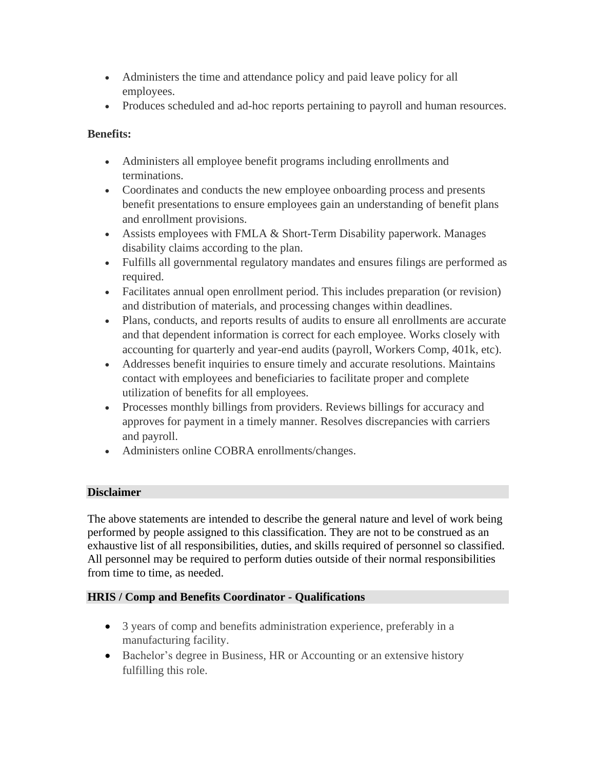- Administers the time and attendance policy and paid leave policy for all employees.
- Produces scheduled and ad-hoc reports pertaining to payroll and human resources.

**Benefits:**

- Administers all employee benefit programs including enrollments and terminations.
- Coordinates and conducts the new employee onboarding process and presents benefit presentations to ensure employees gain an understanding of benefit plans and enrollment provisions.
- Assists employees with FMLA & Short-Term Disability paperwork. Manages disability claims according to the plan.
- Fulfills all governmental regulatory mandates and ensures filings are performed as required.
- Facilitates annual open enrollment period. This includes preparation (or revision) and distribution of materials, and processing changes within deadlines.
- Plans, conducts, and reports results of audits to ensure all enrollments are accurate and that dependent information is correct for each employee. Works closely with accounting for quarterly and year-end audits (payroll, Workers Comp, 401k, etc).
- Addresses benefit inquiries to ensure timely and accurate resolutions. Maintains contact with employees and beneficiaries to facilitate proper and complete utilization of benefits for all employees.
- Processes monthly billings from providers. Reviews billings for accuracy and approves for payment in a timely manner. Resolves discrepancies with carriers and payroll.
- Administers online COBRA enrollments/changes.

**Disclaimer**

The above statements are intended to describe the general nature and level of work being performed by people assigned to this classification. They are not to be construed as an exhaustive list of all responsibilities, duties, and skills required of personnel so classified. All personnel may be required to perform duties outside of their normal responsibilities from time to time, as needed.

**HRIS / Comp and Benefits Coordinator - Qualifications**

- 3 years of comp and benefits administration experience, preferably in a manufacturing facility.
- Bachelor's degree in Business, HR or Accounting or an extensive history fulfilling this role.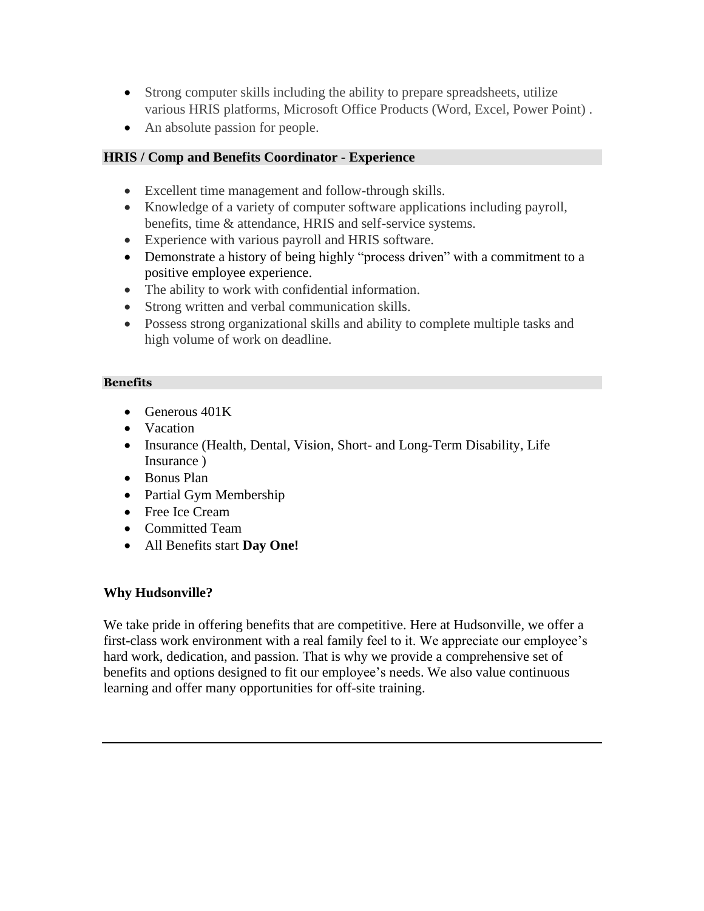- Strong computer skills including the ability to prepare spreadsheets, utilize various HRIS platforms, Microsoft Office Products (Word, Excel, Power Point) .
- An absolute passion for people.

### HRIS / Comp and Benefits Coordinator - Experience

- Excellent time management and follow-through skills.
- Knowledge of a variety of computer software applications including payroll, benefits, time & attendance, HRIS and self-service systems.
- Experience with various payroll and HRIS software.
- Demonstrate a history of being highly "process driven" with a commitment to a positive employee experience.
- The ability to work with confidential information.
- Strong written and verbal communication skills.
- Possess strong organizational skills and ability to complete multiple tasks and high volume of work on deadline.

### Benefits

- Generous 401K
- Vacation
- Insurance (Health, Dental, Vision, Short- and Long-Term Disability, Life Insurance )
- Bonus Plan
- Partial Gym Membership
- Free Ice Cream
- Committed Team
- All Benefits start **Day One!**

### Why Hudsonville?

We take pride in offering benefits that are competitive. Here at Hudsonville, we offer a first-class work environment with a real family feel to it. We appreciate our employee's hard work, dedication, and passion. That is why we provide a comprehensive set of benefits and options designed to fit our employee's needs. We also value continuous learning and offer many opportunities for off-site training.